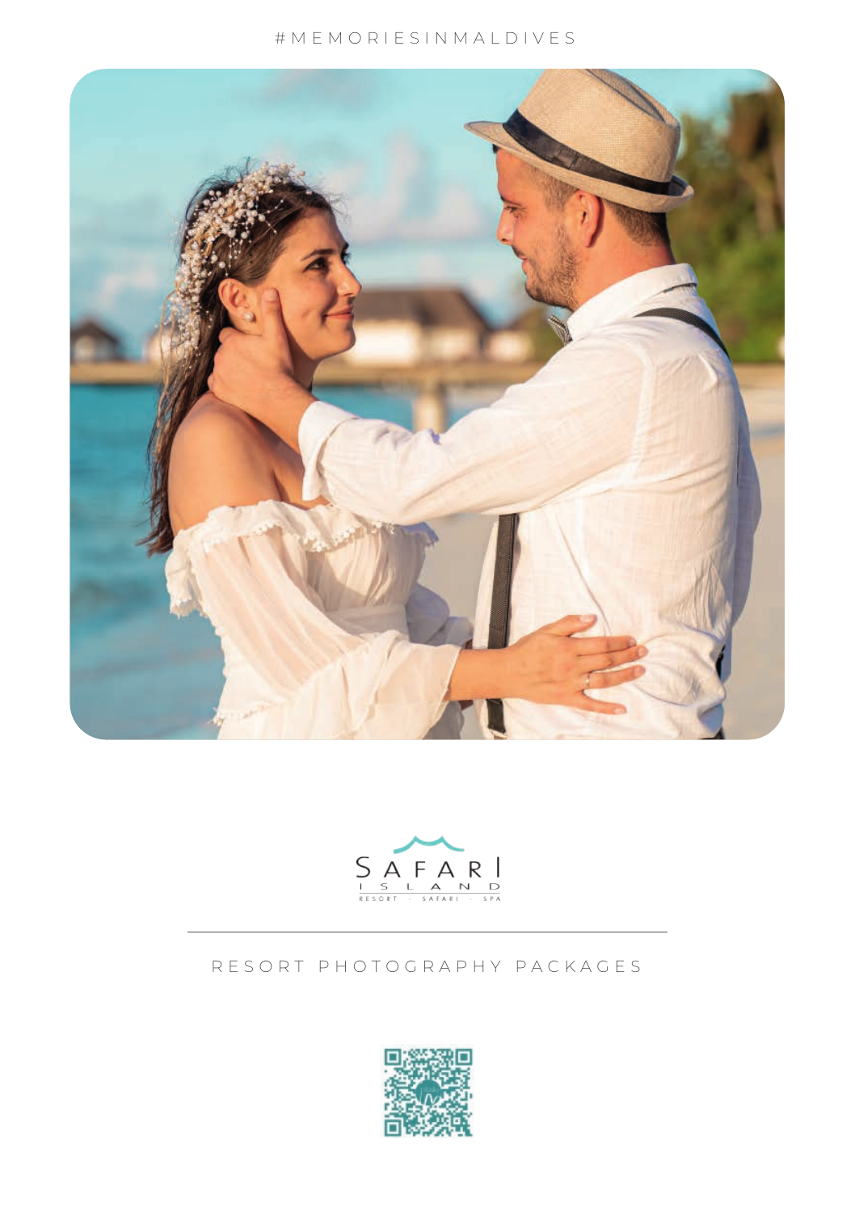#MEMORIESINMALDIVES

SAFARI ISLAND

RESORT · SAFARI · SPA

---

# RESORT PHOTOGRAPHY PACKAGES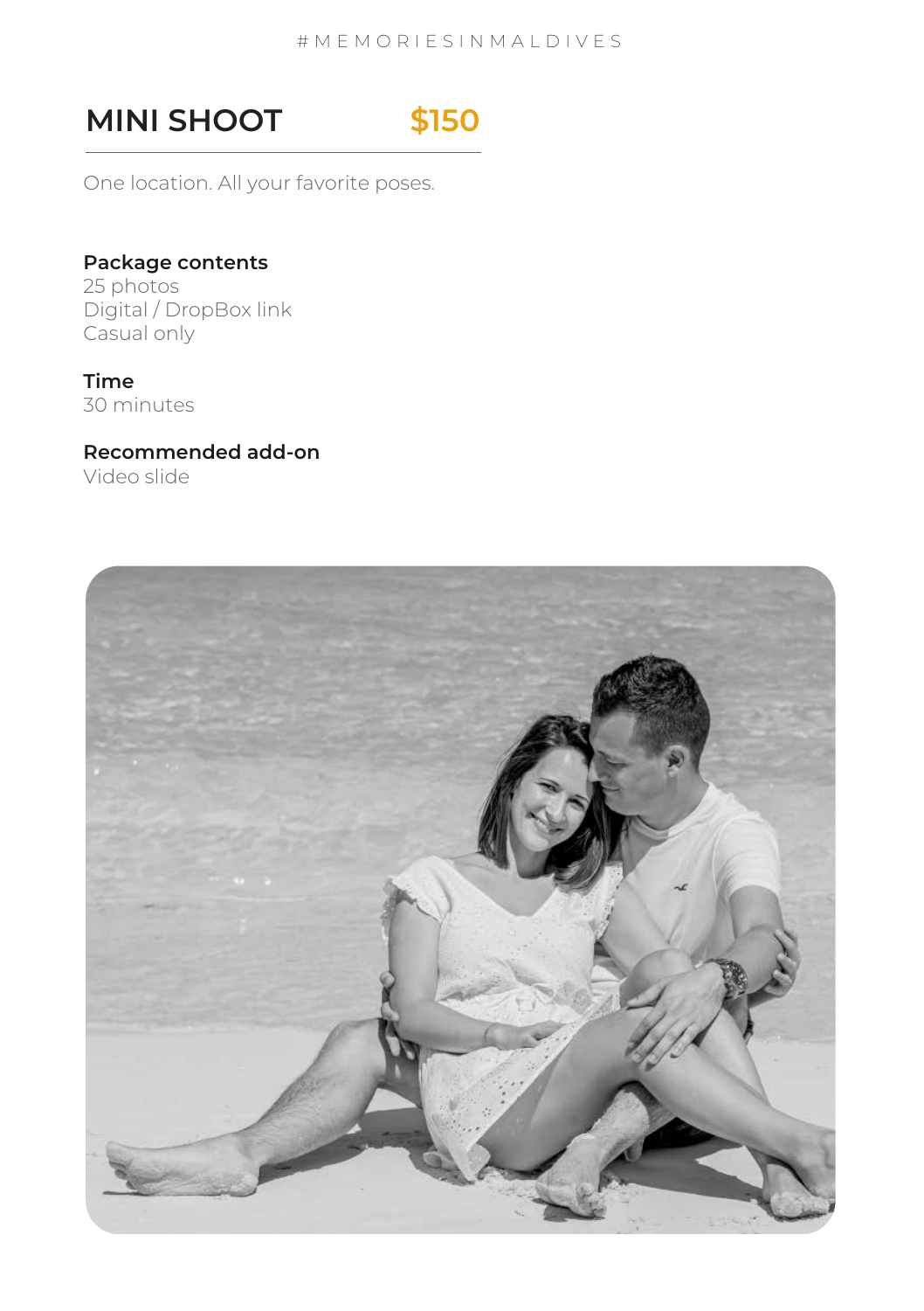# MINI SHOOT $150

One location. All your favorite poses.

**Package contents**
25 photos
Digital / DropBox link
Casual only

**Time**
30 minutes

**Recommended add-on**
Video slide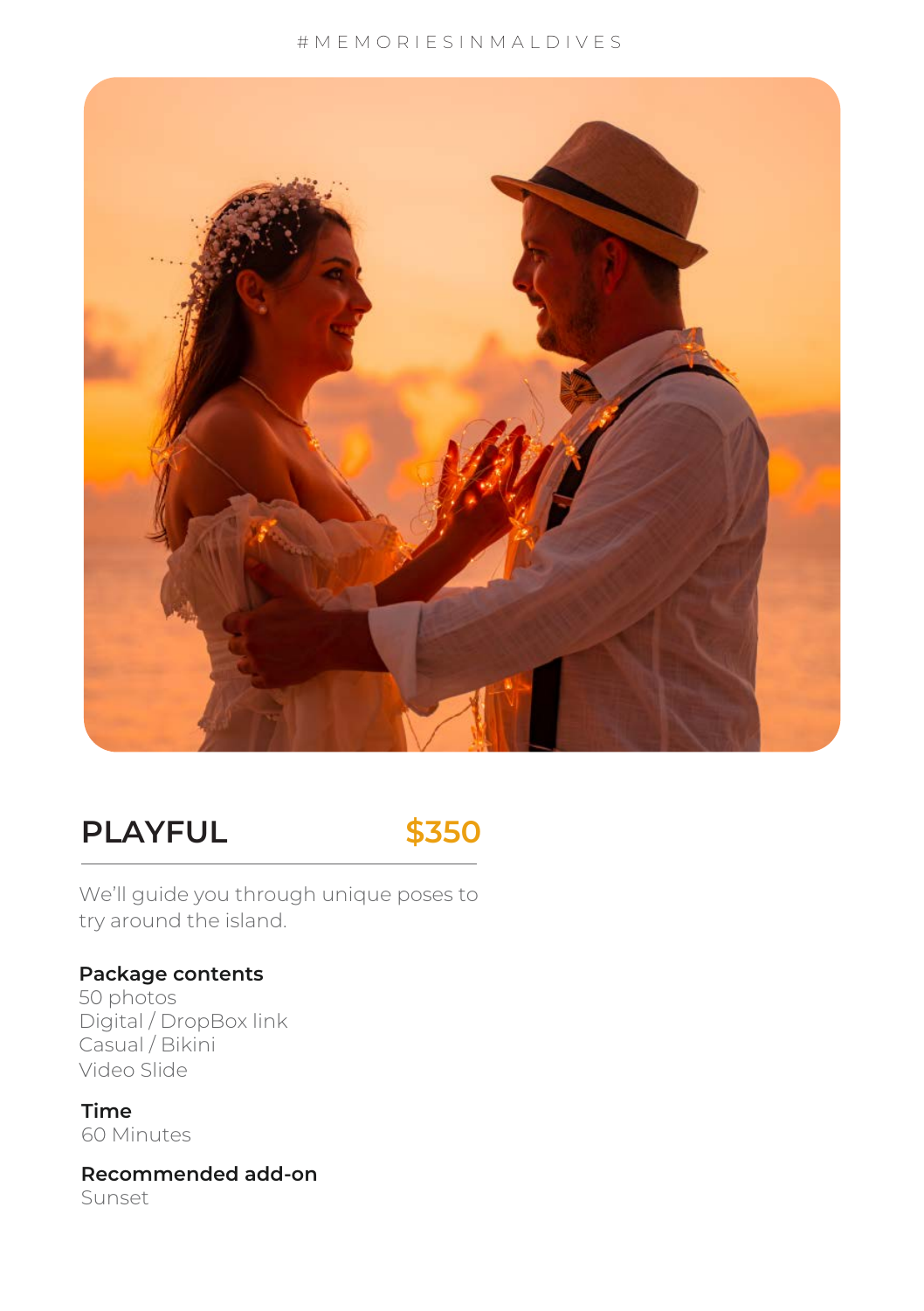# PLAYFUL $350

We'll guide you through unique poses to try around the island.

**Package contents**
50 photos
Digital / DropBox link
Casual / Bikini
Video Slide

**Time**
60 Minutes

**Recommended add-on**
Sunset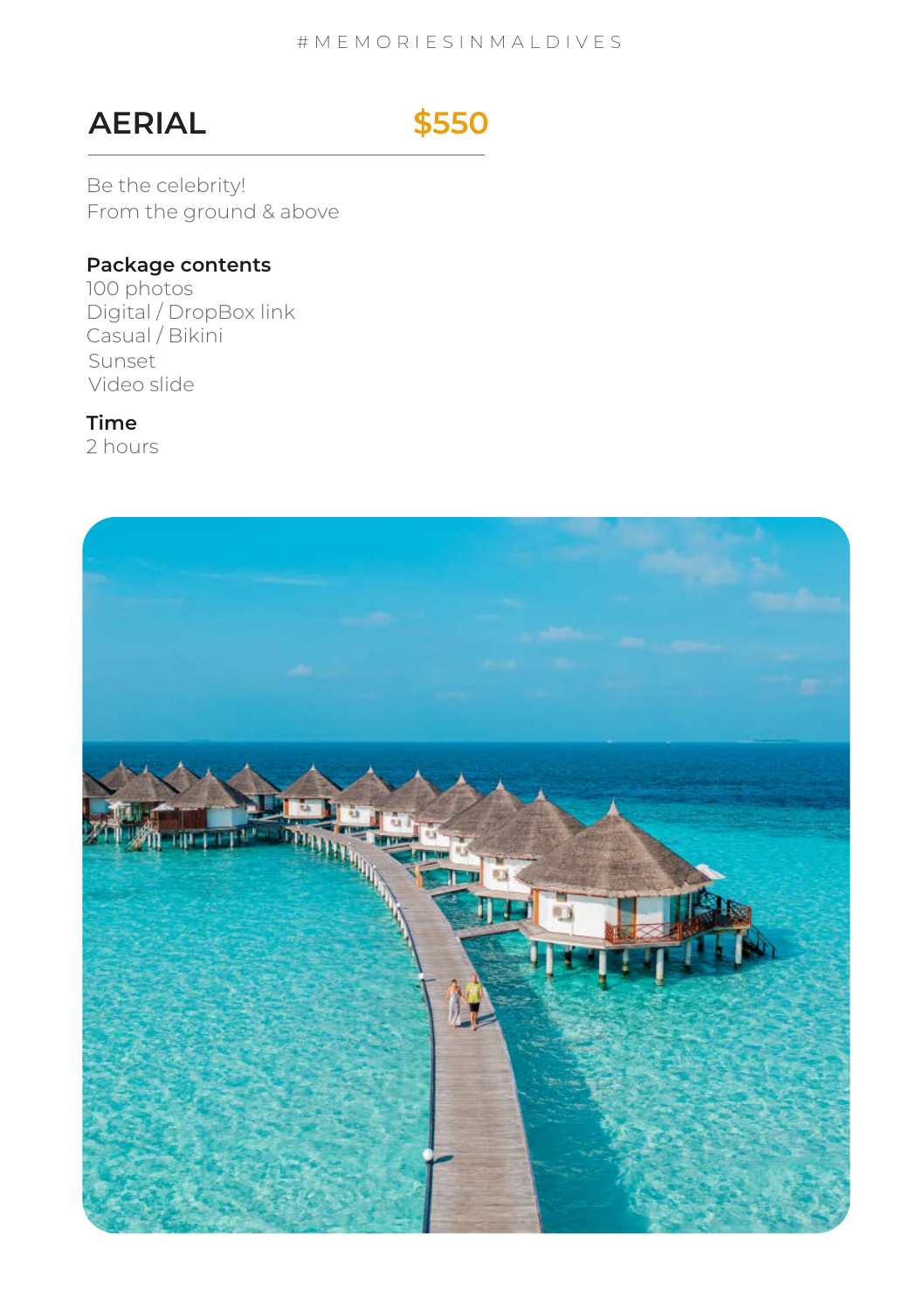#MEMORIESINMALDIVES

## AERIAL $550

Be the celebrity!
From the ground & above

**Package contents**
100 photos
Digital / DropBox link
Casual / Bikini
Sunset
Video slide

**Time**
2 hours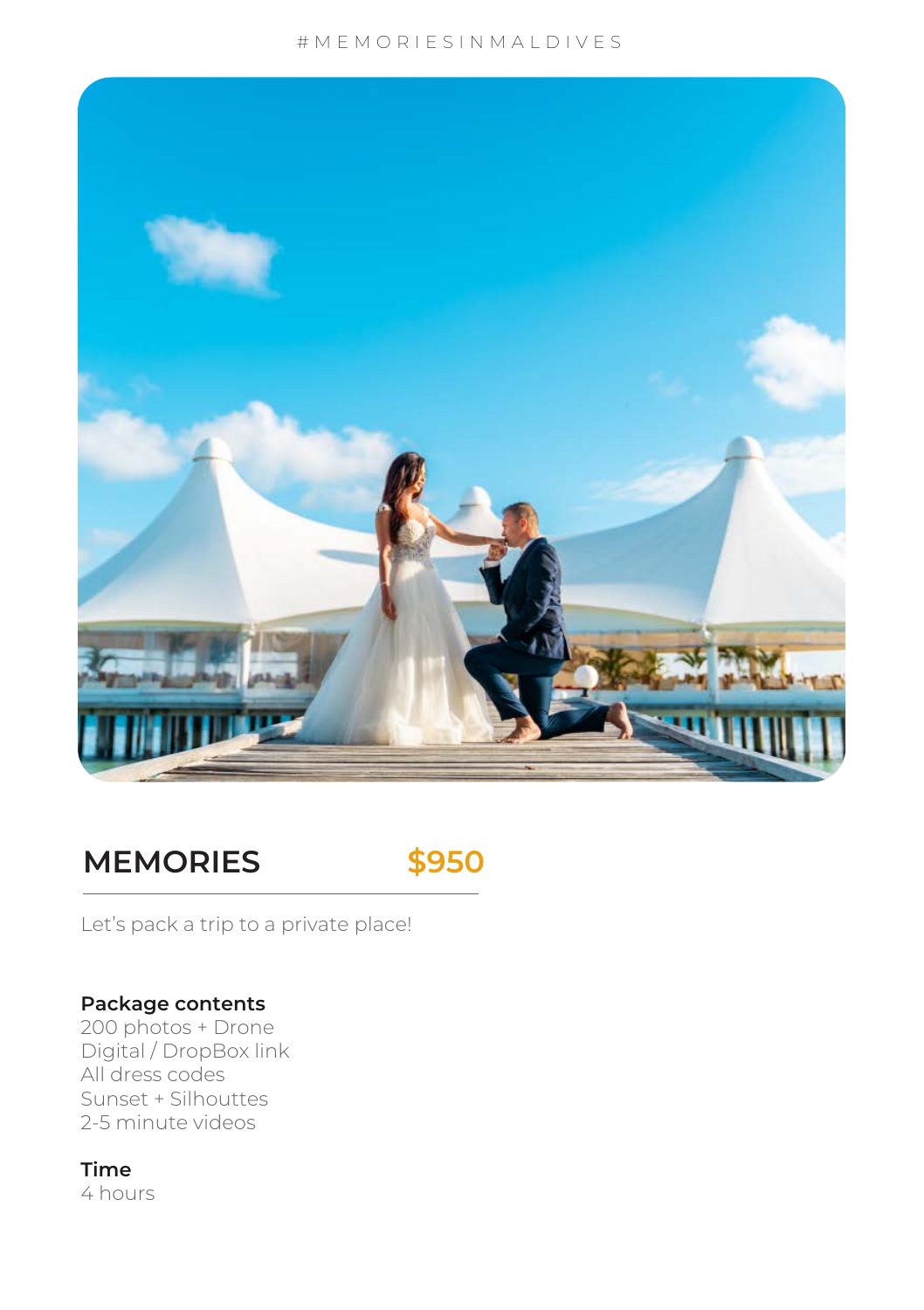## MEMORIES $950

Let’s pack a trip to a private place!

**Package contents**
200 photos + Drone
Digital / DropBox link
All dress codes
Sunset + Silhouttes
2-5 minute videos

**Time**
4 hours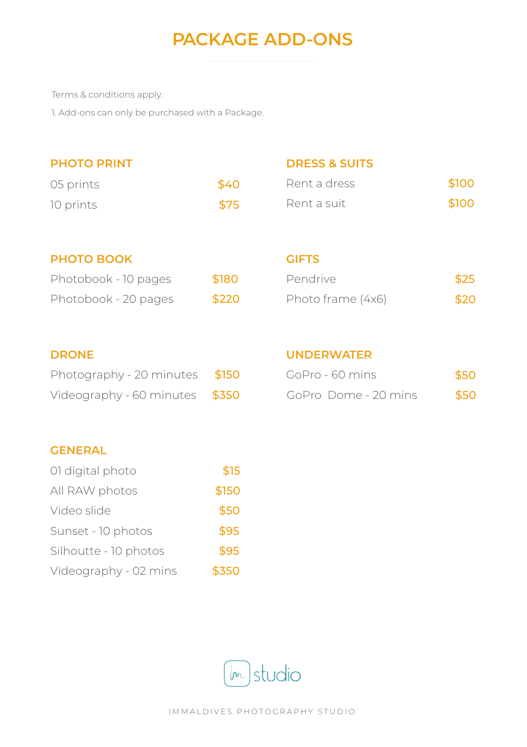# PACKAGE ADD-ONS

Terms & conditions apply.

1. Add-ons can only be purchased with a Package.

## PHOTO PRINT

| | |
|---|---|
| 05 prints | $40 |
| 10 prints | $75 |

## DRESS & SUITS

| | |
|---|---|
| Rent a dress | $100 |
| Rent a suit | $100 |

## PHOTO BOOK

| | |
|---|---|
| Photobook - 10 pages | $180 |
| Photobook - 20 pages | $220 |

## GIFTS

| | |
|---|---|
| Pendrive | $25 |
| Photo frame (4x6) | $20 |

## DRONE

| | |
|---|---|
| Photography - 20 minutes | $150 |
| Videography - 60 minutes | $350 |

## UNDERWATER

| | |
|---|---|
| GoPro - 60 mins | $50 |
| GoPro Dome - 20 mins | $50 |

## GENERAL

| | |
|---|---|
| 01 digital photo | $15 |
| All RAW photos | $150 |
| Video slide | $50 |
| Sunset - 10 photos | $95 |
| Silhoutte - 10 photos | $95 |
| Videography - 02 mins | $350 |

im studio

IMMALDIVES PHOTOGRAPHY STUDIO